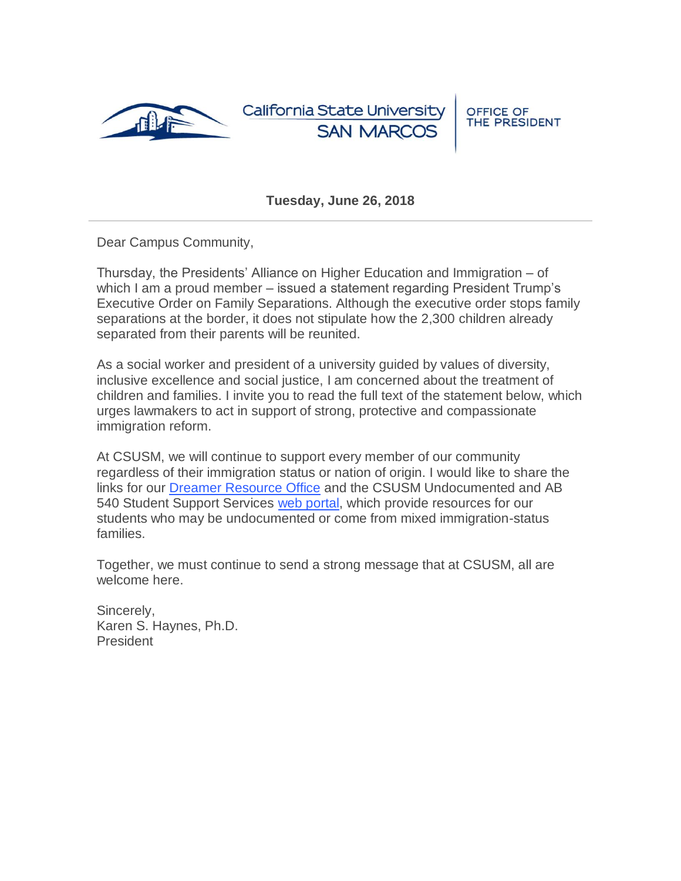California State University SAN MARCOS | OFFICE OF THE PRESIDENT

**Tuesday, June 26, 2018**

---

Dear Campus Community,

Thursday, the Presidents' Alliance on Higher Education and Immigration – of which I am a proud member – issued a statement regarding President Trump's Executive Order on Family Separations. Although the executive order stops family separations at the border, it does not stipulate how the 2,300 children already separated from their parents will be reunited.

As a social worker and president of a university guided by values of diversity, inclusive excellence and social justice, I am concerned about the treatment of children and families. I invite you to read the full text of the statement below, which urges lawmakers to act in support of strong, protective and compassionate immigration reform.

At CSUSM, we will continue to support every member of our community regardless of their immigration status or nation of origin. I would like to share the links for our Dreamer Resource Office and the CSUSM Undocumented and AB 540 Student Support Services web portal, which provide resources for our students who may be undocumented or come from mixed immigration-status families.

Together, we must continue to send a strong message that at CSUSM, all are welcome here.

Sincerely,
Karen S. Haynes, Ph.D.
President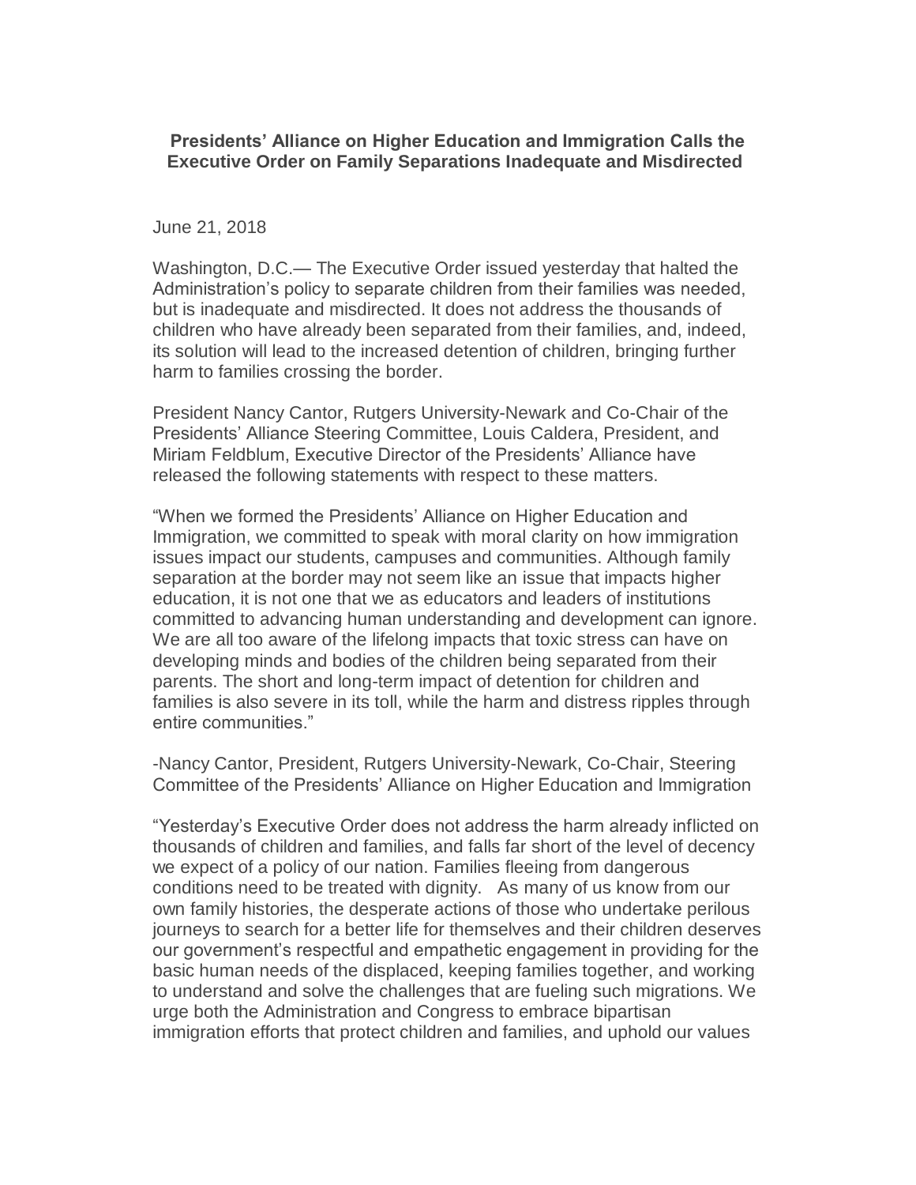**Presidents' Alliance on Higher Education and Immigration Calls the Executive Order on Family Separations Inadequate and Misdirected**

June 21, 2018

Washington, D.C.— The Executive Order issued yesterday that halted the Administration's policy to separate children from their families was needed, but is inadequate and misdirected. It does not address the thousands of children who have already been separated from their families, and, indeed, its solution will lead to the increased detention of children, bringing further harm to families crossing the border.

President Nancy Cantor, Rutgers University-Newark and Co-Chair of the Presidents' Alliance Steering Committee, Louis Caldera, President, and Miriam Feldblum, Executive Director of the Presidents' Alliance have released the following statements with respect to these matters.

"When we formed the Presidents' Alliance on Higher Education and Immigration, we committed to speak with moral clarity on how immigration issues impact our students, campuses and communities. Although family separation at the border may not seem like an issue that impacts higher education, it is not one that we as educators and leaders of institutions committed to advancing human understanding and development can ignore. We are all too aware of the lifelong impacts that toxic stress can have on developing minds and bodies of the children being separated from their parents. The short and long-term impact of detention for children and families is also severe in its toll, while the harm and distress ripples through entire communities."

-Nancy Cantor, President, Rutgers University-Newark, Co-Chair, Steering Committee of the Presidents' Alliance on Higher Education and Immigration

"Yesterday's Executive Order does not address the harm already inflicted on thousands of children and families, and falls far short of the level of decency we expect of a policy of our nation. Families fleeing from dangerous conditions need to be treated with dignity. As many of us know from our own family histories, the desperate actions of those who undertake perilous journeys to search for a better life for themselves and their children deserves our government's respectful and empathetic engagement in providing for the basic human needs of the displaced, keeping families together, and working to understand and solve the challenges that are fueling such migrations. We urge both the Administration and Congress to embrace bipartisan immigration efforts that protect children and families, and uphold our values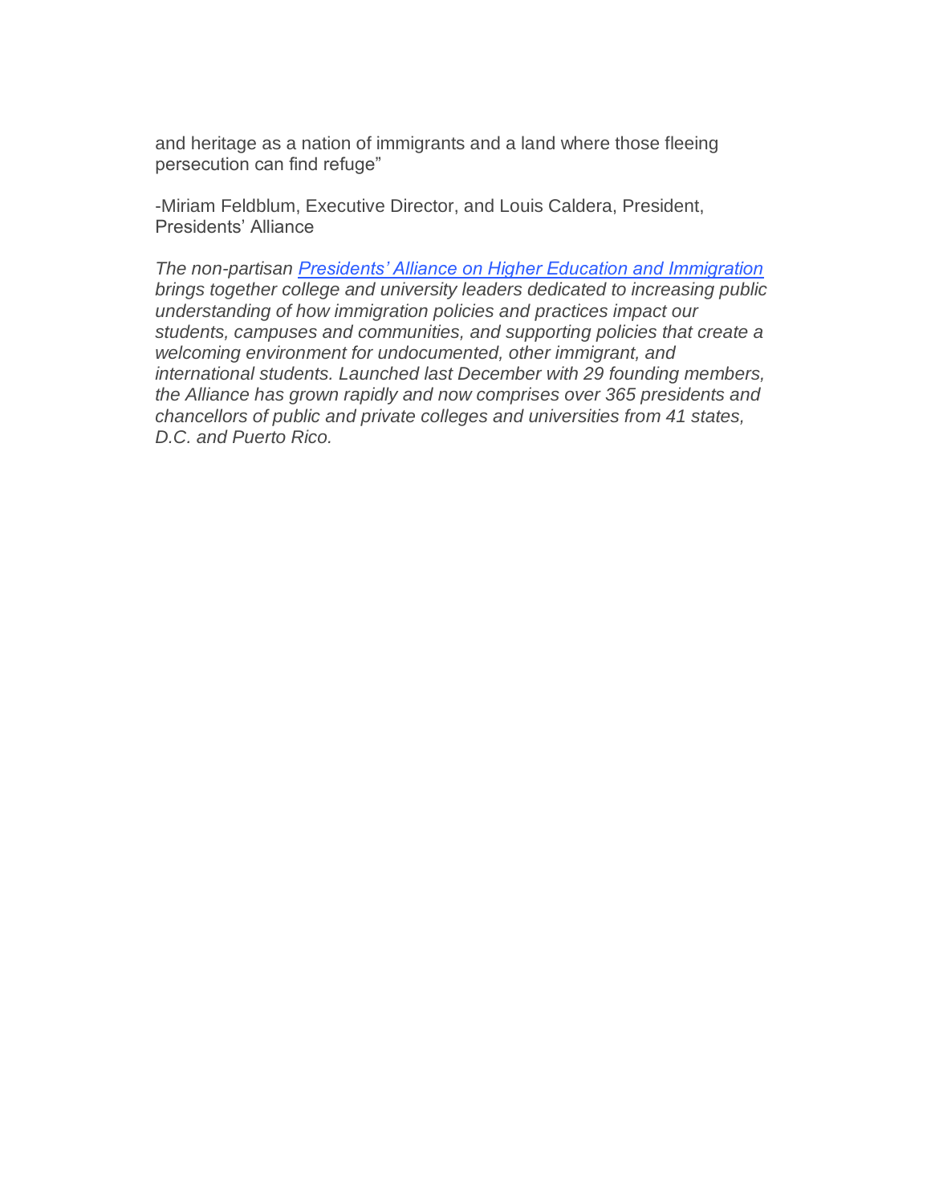and heritage as a nation of immigrants and a land where those fleeing persecution can find refuge"

-Miriam Feldblum, Executive Director, and Louis Caldera, President, Presidents' Alliance

*The non-partisan [Presidents' Alliance on Higher Education and Immigration] brings together college and university leaders dedicated to increasing public understanding of how immigration policies and practices impact our students, campuses and communities, and supporting policies that create a welcoming environment for undocumented, other immigrant, and international students. Launched last December with 29 founding members, the Alliance has grown rapidly and now comprises over 365 presidents and chancellors of public and private colleges and universities from 41 states, D.C. and Puerto Rico.*